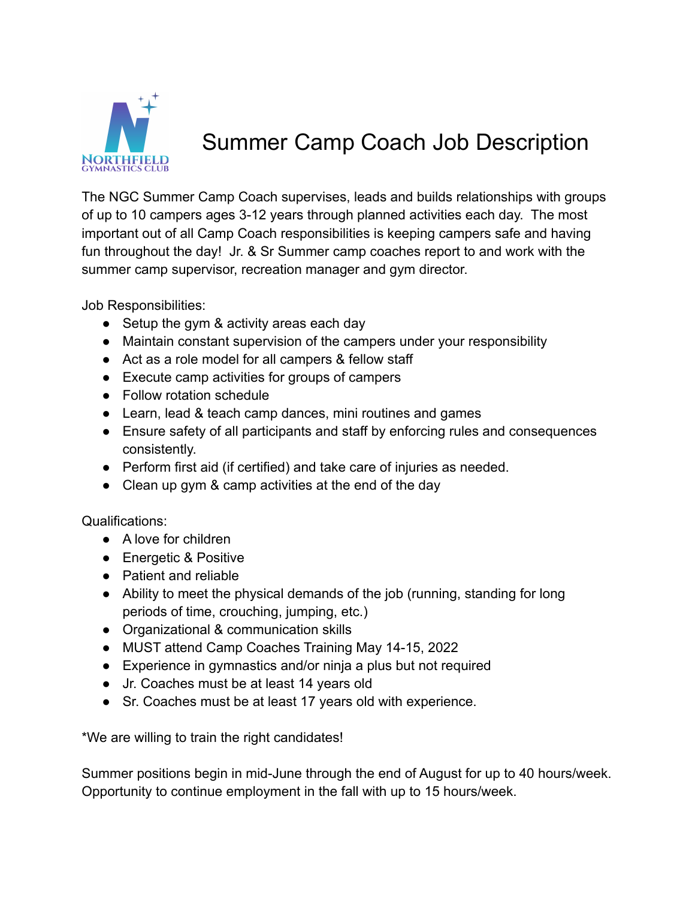NORTHFIELD
GYMNASTICS CLUB

# Summer Camp Coach Job Description

The NGC Summer Camp Coach supervises, leads and builds relationships with groups of up to 10 campers ages 3-12 years through planned activities each day. The most important out of all Camp Coach responsibilities is keeping campers safe and having fun throughout the day! Jr. & Sr Summer camp coaches report to and work with the summer camp supervisor, recreation manager and gym director.

Job Responsibilities:

- Setup the gym & activity areas each day
- Maintain constant supervision of the campers under your responsibility
- Act as a role model for all campers & fellow staff
- Execute camp activities for groups of campers
- Follow rotation schedule
- Learn, lead & teach camp dances, mini routines and games
- Ensure safety of all participants and staff by enforcing rules and consequences consistently.
- Perform first aid (if certified) and take care of injuries as needed.
- Clean up gym & camp activities at the end of the day

Qualifications:

- A love for children
- Energetic & Positive
- Patient and reliable
- Ability to meet the physical demands of the job (running, standing for long periods of time, crouching, jumping, etc.)
- Organizational & communication skills
- MUST attend Camp Coaches Training May 14-15, 2022
- Experience in gymnastics and/or ninja a plus but not required
- Jr. Coaches must be at least 14 years old
- Sr. Coaches must be at least 17 years old with experience.

*We are willing to train the right candidates!

Summer positions begin in mid-June through the end of August for up to 40 hours/week. Opportunity to continue employment in the fall with up to 15 hours/week.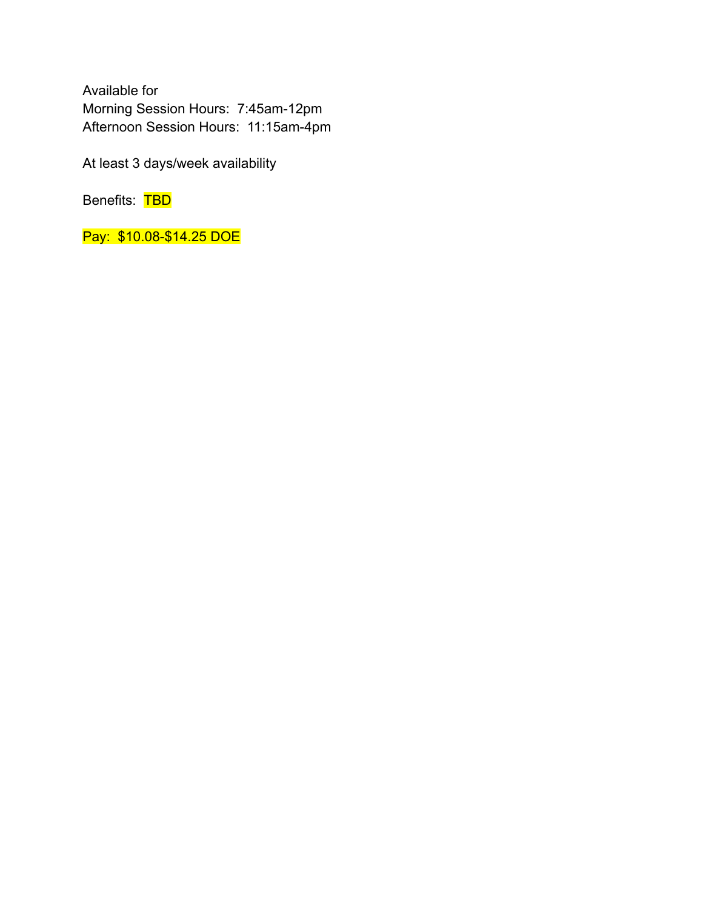Available for
Morning Session Hours:  7:45am-12pm
Afternoon Session Hours:  11:15am-4pm

At least 3 days/week availability

Benefits:  TBD

Pay:  $10.08-$14.25 DOE